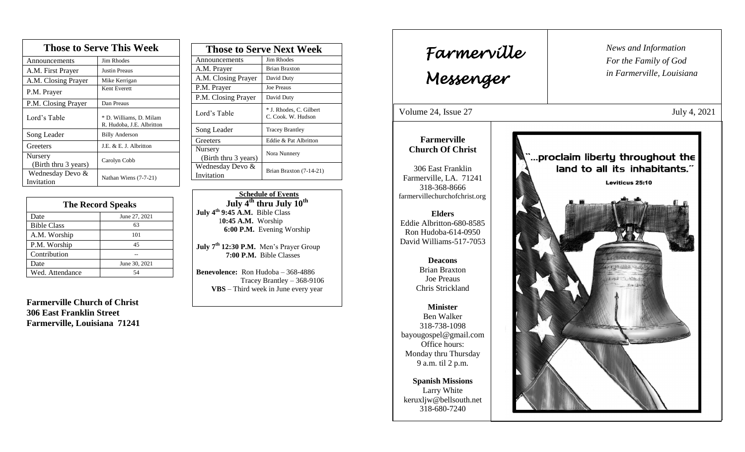## Those to Serve This Week

| Those to Serve This Week | |
|---|---|
| Announcements | Jim Rhodes |
| A.M. First Prayer | Justin Preaus |
| A.M. Closing Prayer | Mike Kerrigan |
| P.M. Prayer | Kent Everett |
| P.M. Closing Prayer | Dan Preaus |
| Lord's Table | * D. Williams, D. Milam R. Hudoba, J.E. Albritton |
| Song Leader | Billy Anderson |
| Greeters | J.E. & E. J. Albritton |
| Nursery (Birth thru 3 years) | Carolyn Cobb |
| Wednesday Devo & Invitation | Nathan Wiens (7-7-21) |

## The Record Speaks

| The Record Speaks | |
|---|---|
| Date | June 27, 2021 |
| Bible Class | 63 |
| A.M. Worship | 101 |
| P.M. Worship | 45 |
| Contribution | -- |
| Date | June 30, 2021 |
| Wed. Attendance | 54 |

**Farmerville Church of Christ**
**306 East Franklin Street**
**Farmerville, Louisiana 71241**

## Those to Serve Next Week

| Those to Serve Next Week | |
|---|---|
| Announcements | Jim Rhodes |
| A.M. Prayer | Brian Braxton |
| A.M. Closing Prayer | David Duty |
| P.M. Prayer | Joe Preaus |
| P.M. Closing Prayer | David Duty |
| Lord's Table | * J. Rhodes, C. Gilbert C. Cook. W. Hudson |
| Song Leader | Tracey Brantley |
| Greeters | Eddie & Pat Albritton |
| Nursery (Birth thru 3 years) | Nora Nunnery |
| Wednesday Devo & Invitation | Brian Braxton (7-14-21) |

**Schedule of Events**
**July 4th thru July 10th**

**July 4th 9:45 A.M.** Bible Class
**10:45 A.M.** Worship
**6:00 P.M.** Evening Worship

**July 7th 12:30 P.M.** Men's Prayer Group
**7:00 P.M.** Bible Classes

**Benevolence:** Ron Hudoba – 368-4886
Tracey Brantley – 368-9106
**VBS** – Third week in June every year

# Farmerville Messenger

*News and Information For the Family of God in Farmerville, Louisiana*

Volume 24, Issue 27 — July 4, 2021

**Farmerville Church Of Christ**

306 East Franklin
Farmerville, LA. 71241
318-368-8666
farmervillechurchofchrist.org

**Elders**
Eddie Albritton-680-8585
Ron Hudoba-614-0950
David Williams-517-7053

**Deacons**
Brian Braxton
Joe Preaus
Chris Strickland

**Minister**
Ben Walker
318-738-1098
bayougospel@gmail.com
Office hours:
Monday thru Thursday
9 a.m. til 2 p.m.

**Spanish Missions**
Larry White
keruxljw@bellsouth.net
318-680-7240

"...proclaim liberty throughout the land to all its inhabitants."
Leviticus 25:10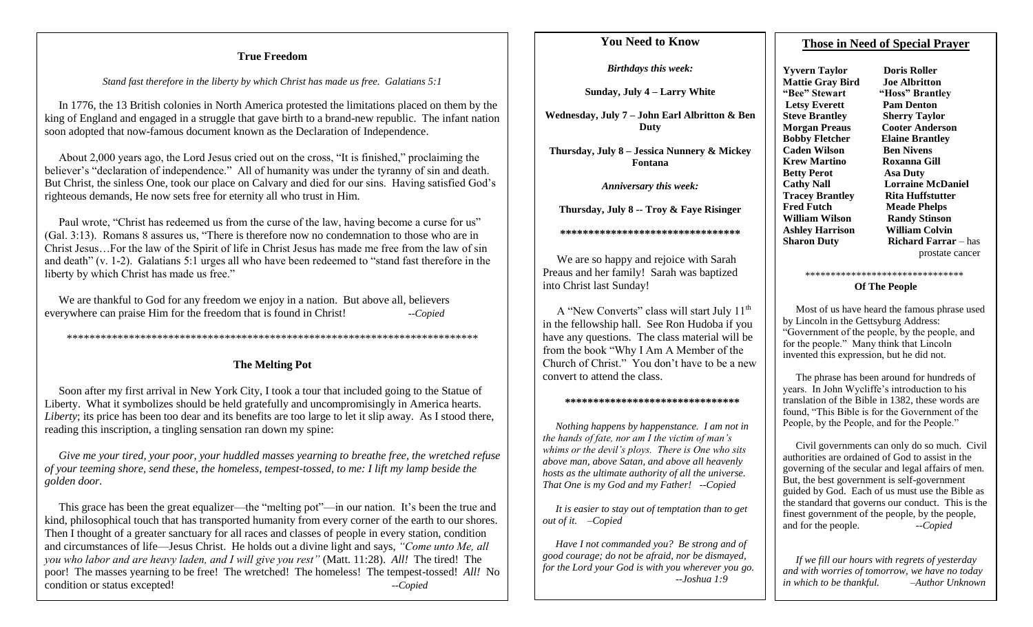## True Freedom

*Stand fast therefore in the liberty by which Christ has made us free. Galatians 5:1*

In 1776, the 13 British colonies in North America protested the limitations placed on them by the king of England and engaged in a struggle that gave birth to a brand-new republic. The infant nation soon adopted that now-famous document known as the Declaration of Independence.

About 2,000 years ago, the Lord Jesus cried out on the cross, "It is finished," proclaiming the believer's "declaration of independence." All of humanity was under the tyranny of sin and death. But Christ, the sinless One, took our place on Calvary and died for our sins. Having satisfied God's righteous demands, He now sets free for eternity all who trust in Him.

Paul wrote, "Christ has redeemed us from the curse of the law, having become a curse for us" (Gal. 3:13). Romans 8 assures us, "There is therefore now no condemnation to those who are in Christ Jesus…For the law of the Spirit of life in Christ Jesus has made me free from the law of sin and death" (v. 1-2). Galatians 5:1 urges all who have been redeemed to "stand fast therefore in the liberty by which Christ has made us free."

We are thankful to God for any freedom we enjoy in a nation. But above all, believers everywhere can praise Him for the freedom that is found in Christ! *--Copied*

*****************************************************************************

## The Melting Pot

Soon after my first arrival in New York City, I took a tour that included going to the Statue of Liberty. What it symbolizes should be held gratefully and uncompromisingly in America hearts. *Liberty*; its price has been too dear and its benefits are too large to let it slip away. As I stood there, reading this inscription, a tingling sensation ran down my spine:

*Give me your tired, your poor, your huddled masses yearning to breathe free, the wretched refuse of your teeming shore, send these, the homeless, tempest-tossed, to me: I lift my lamp beside the golden door.*

This grace has been the great equalizer—the "melting pot"—in our nation. It's been the true and kind, philosophical touch that has transported humanity from every corner of the earth to our shores. Then I thought of a greater sanctuary for all races and classes of people in every station, condition and circumstances of life—Jesus Christ. He holds out a divine light and says, *"Come unto Me, all you who labor and are heavy laden, and I will give you rest"* (Matt. 11:28). *All!* The tired! The poor! The masses yearning to be free! The wretched! The homeless! The tempest-tossed! *All!* No condition or status excepted! *--Copied*

## You Need to Know

***Birthdays this week:***

**Sunday, July 4 – Larry White**

**Wednesday, July 7 – John Earl Albritton & Ben Duty**

**Thursday, July 8 – Jessica Nunnery & Mickey Fontana**

***Anniversary this week:***

**Thursday, July 8 -- Troy & Faye Risinger**

**********************************

We are so happy and rejoice with Sarah Preaus and her family! Sarah was baptized into Christ last Sunday!

A "New Converts" class will start July 11th in the fellowship hall. See Ron Hudoba if you have any questions. The class material will be from the book "Why I Am A Member of the Church of Christ." You don't have to be a new convert to attend the class.

*********************************

*Nothing happens by happenstance. I am not in the hands of fate, nor am I the victim of man's whims or the devil's ploys. There is One who sits above man, above Satan, and above all heavenly hosts as the ultimate authority of all the universe. That One is my God and my Father! --Copied*

*It is easier to stay out of temptation than to get out of it. –Copied*

*Have I not commanded you? Be strong and of good courage; do not be afraid, nor be dismayed, for the Lord your God is with you wherever you go. --Joshua 1:9*

## Those in Need of Special Prayer

| | |
|---|---|
| **Yyvern Taylor** | **Doris Roller** |
| **Mattie Gray Bird** | **Joe Albritton** |
| **"Bee" Stewart** | **"Hoss" Brantley** |
| **Letsy Everett** | **Pam Denton** |
| **Steve Brantley** | **Sherry Taylor** |
| **Morgan Preaus** | **Cooter Anderson** |
| **Bobby Fletcher** | **Elaine Brantley** |
| **Caden Wilson** | **Ben Nivens** |
| **Krew Martino** | **Roxanna Gill** |
| **Betty Perot** | **Asa Duty** |
| **Cathy Nall** | **Lorraine McDaniel** |
| **Tracey Brantley** | **Rita Huffstutter** |
| **Fred Futch** | **Meade Phelps** |
| **William Wilson** | **Randy Stinson** |
| **Ashley Harrison** | **William Colvin** |
| **Sharon Duty** | **Richard Farrar** – has prostate cancer |

*******************************

### Of The People

Most of us have heard the famous phrase used by Lincoln in the Gettysburg Address: "Government of the people, by the people, and for the people." Many think that Lincoln invented this expression, but he did not.

The phrase has been around for hundreds of years. In John Wycliffe's introduction to his translation of the Bible in 1382, these words are found, "This Bible is for the Government of the People, by the People, and for the People."

Civil governments can only do so much. Civil authorities are ordained of God to assist in the governing of the secular and legal affairs of men. But, the best government is self-government guided by God. Each of us must use the Bible as the standard that governs our conduct. This is the finest government of the people, by the people, and for the people. *--Copied*

*If we fill our hours with regrets of yesterday and with worries of tomorrow, we have no today in which to be thankful. –Author Unknown*